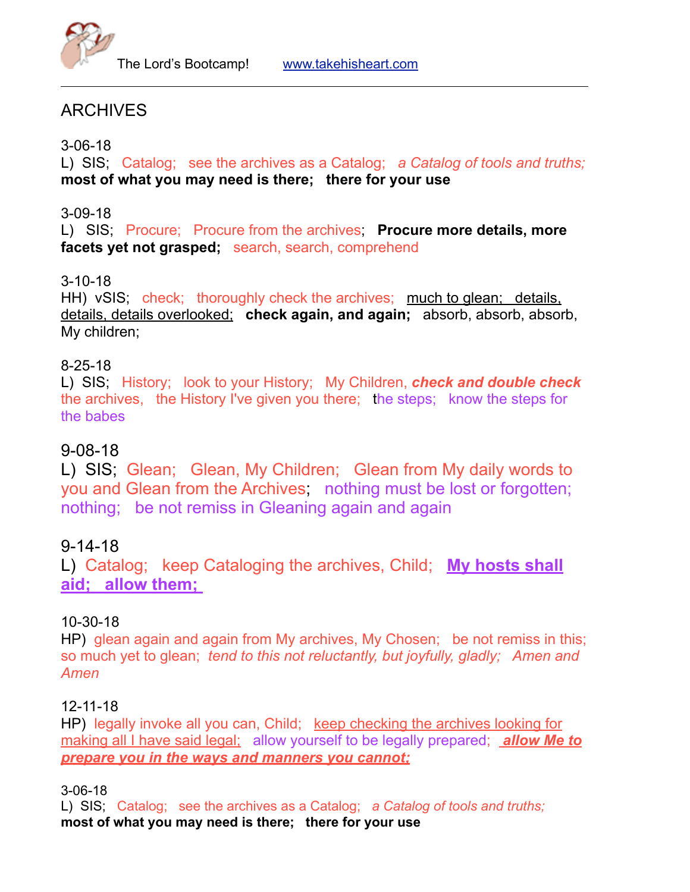The Lord's Bootcamp! www.takehisheart.com

---

# ARCHIVES

3-06-18
L) SIS; Catalog; see the archives as a Catalog; *a Catalog of tools and truths;* **most of what you may need is there; there for your use**

3-09-18
L) SIS; Procure; Procure from the archives; **Procure more details, more facets yet not grasped;** search, search, comprehend

3-10-18
HH) vSIS; check; thoroughly check the archives; much to glean; details, details, details overlooked; **check again, and again;** absorb, absorb, absorb, My children;

8-25-18
L) SIS; History; look to your History; My Children, ***check and double check*** the archives, the History I've given you there; the steps; know the steps for the babes

9-08-18
L) SIS; Glean; Glean, My Children; Glean from My daily words to you and Glean from the Archives; nothing must be lost or forgotten; nothing; be not remiss in Gleaning again and again

9-14-18
L) Catalog; keep Cataloging the archives, Child; **My hosts shall aid; allow them;**

10-30-18
HP) glean again and again from My archives, My Chosen; be not remiss in this; so much yet to glean; *tend to this not reluctantly, but joyfully, gladly; Amen and Amen*

12-11-18
HP) legally invoke all you can, Child; keep checking the archives looking for making all I have said legal; allow yourself to be legally prepared; ***allow Me to prepare you in the ways and manners you cannot;***

3-06-18
L) SIS; Catalog; see the archives as a Catalog; *a Catalog of tools and truths;* **most of what you may need is there; there for your use**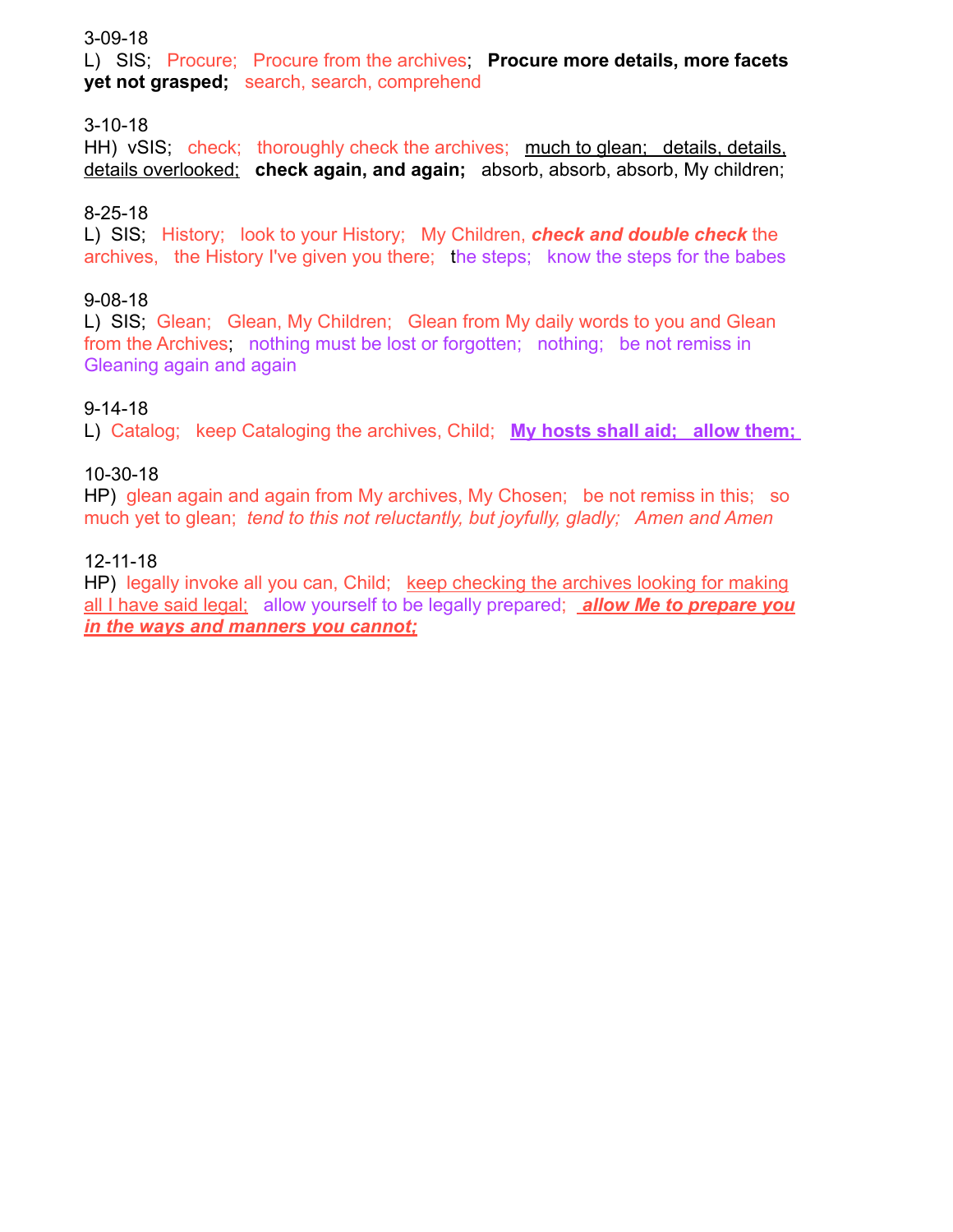3-09-18

L) SIS; Procure; Procure from the archives; **Procure more details, more facets yet not grasped;** search, search, comprehend

3-10-18

HH) vSIS; check; thoroughly check the archives; <u>much to glean; details, details, details overlooked;</u> **check again, and again;** absorb, absorb, absorb, My children;

8-25-18

L) SIS; History; look to your History; My Children, ***check and double check*** the archives, the History I've given you there; the steps; know the steps for the babes

9-08-18

L) SIS; Glean; Glean, My Children; Glean from My daily words to you and Glean from the Archives; nothing must be lost or forgotten; nothing; be not remiss in Gleaning again and again

9-14-18

L) Catalog; keep Cataloging the archives, Child; <u>**My hosts shall aid; allow them;**</u>

10-30-18

HP) glean again and again from My archives, My Chosen; be not remiss in this; so much yet to glean; *tend to this not reluctantly, but joyfully, gladly; Amen and Amen*

12-11-18

HP) legally invoke all you can, Child; <u>keep checking the archives looking for making all I have said legal;</u> allow yourself to be legally prepared; <u>***allow Me to prepare you in the ways and manners you cannot;***</u>